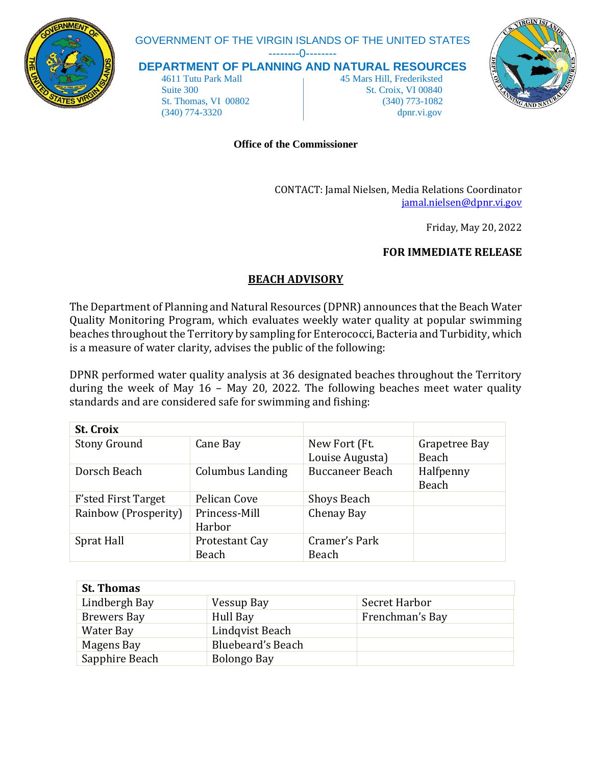GOVERNMENT OF THE VIRGIN ISLANDS OF THE UNITED STATES

---------0--------

**DEPARTMENT OF PLANNING AND NATURAL RESOURCES**

4611 Tutu Park Mall
Suite 300
St. Thomas, VI 00802
(340) 774-3320

45 Mars Hill, Frederiksted
St. Croix, VI 00840
(340) 773-1082
dpnr.vi.gov

**Office of the Commissioner**

CONTACT: Jamal Nielsen, Media Relations Coordinator
jamal.nielsen@dpnr.vi.gov

Friday, May 20, 2022

**FOR IMMEDIATE RELEASE**

## BEACH ADVISORY

The Department of Planning and Natural Resources (DPNR) announces that the Beach Water Quality Monitoring Program, which evaluates weekly water quality at popular swimming beaches throughout the Territory by sampling for Enterococci, Bacteria and Turbidity, which is a measure of water clarity, advises the public of the following:

DPNR performed water quality analysis at 36 designated beaches throughout the Territory during the week of May 16 – May 20, 2022. The following beaches meet water quality standards and are considered safe for swimming and fishing:

| **St. Croix** | | | |
|---|---|---|---|
| Stony Ground | Cane Bay | New Fort (Ft. Louise Augusta) | Grapetree Bay Beach |
| Dorsch Beach | Columbus Landing | Buccaneer Beach | Halfpenny Beach |
| F'sted First Target | Pelican Cove | Shoys Beach | |
| Rainbow (Prosperity) | Princess-Mill Harbor | Chenay Bay | |
| Sprat Hall | Protestant Cay Beach | Cramer's Park Beach | |

| **St. Thomas** | | |
|---|---|---|
| Lindbergh Bay | Vessup Bay | Secret Harbor |
| Brewers Bay | Hull Bay | Frenchman's Bay |
| Water Bay | Lindqvist Beach | |
| Magens Bay | Bluebeard's Beach | |
| Sapphire Beach | Bolongo Bay | |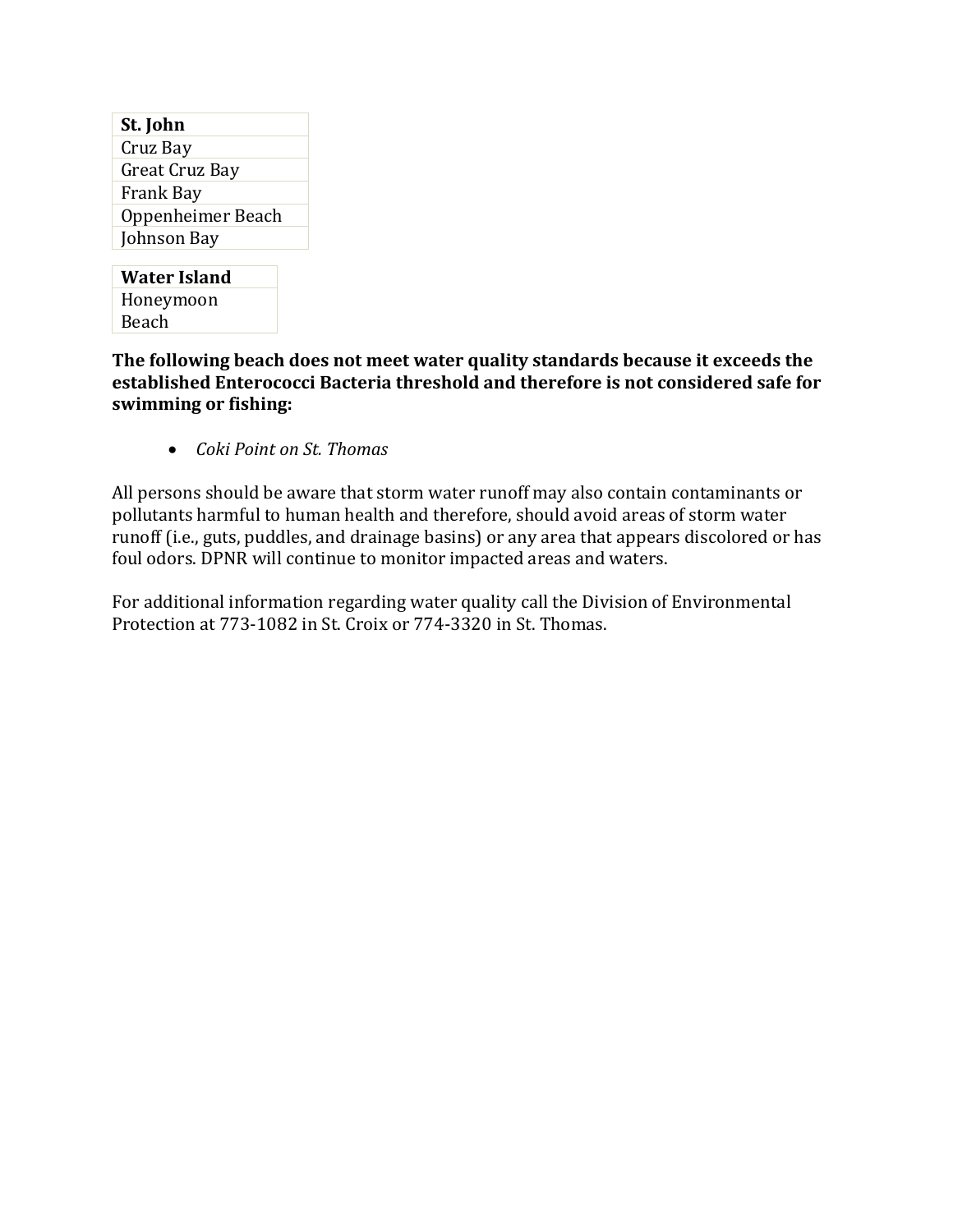| St. John |
| --- |
| Cruz Bay |
| Great Cruz Bay |
| Frank Bay |
| Oppenheimer Beach |
| Johnson Bay |

| Water Island |
| --- |
| Honeymoon Beach |

**The following beach does not meet water quality standards because it exceeds the established Enterococci Bacteria threshold and therefore is not considered safe for swimming or fishing:**

- *Coki Point on St. Thomas*

All persons should be aware that storm water runoff may also contain contaminants or pollutants harmful to human health and therefore, should avoid areas of storm water runoff (i.e., guts, puddles, and drainage basins) or any area that appears discolored or has foul odors. DPNR will continue to monitor impacted areas and waters.

For additional information regarding water quality call the Division of Environmental Protection at 773-1082 in St. Croix or 774-3320 in St. Thomas.